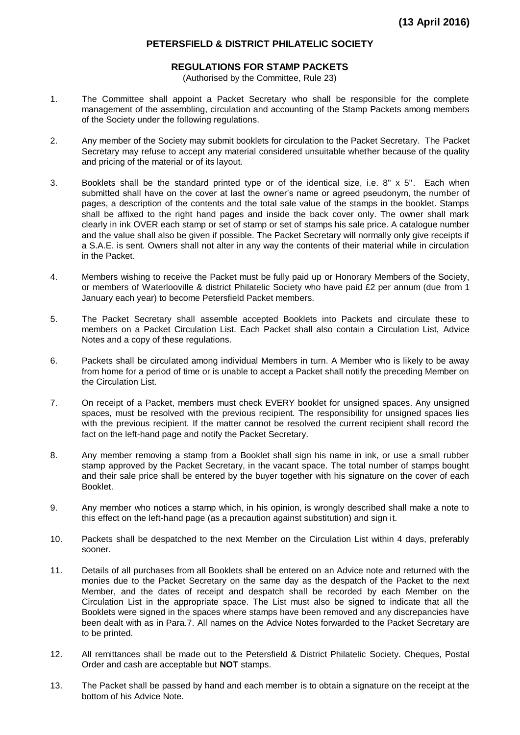**(13 April 2016)**

# PETERSFIELD & DISTRICT PHILATELIC SOCIETY

## REGULATIONS FOR STAMP PACKETS

(Authorised by the Committee, Rule 23)

1. The Committee shall appoint a Packet Secretary who shall be responsible for the complete management of the assembling, circulation and accounting of the Stamp Packets among members of the Society under the following regulations.

2. Any member of the Society may submit booklets for circulation to the Packet Secretary. The Packet Secretary may refuse to accept any material considered unsuitable whether because of the quality and pricing of the material or of its layout.

3. Booklets shall be the standard printed type or of the identical size, i.e. 8" x 5". Each when submitted shall have on the cover at last the owner's name or agreed pseudonym, the number of pages, a description of the contents and the total sale value of the stamps in the booklet. Stamps shall be affixed to the right hand pages and inside the back cover only. The owner shall mark clearly in ink OVER each stamp or set of stamp or set of stamps his sale price. A catalogue number and the value shall also be given if possible. The Packet Secretary will normally only give receipts if a S.A.E. is sent. Owners shall not alter in any way the contents of their material while in circulation in the Packet.

4. Members wishing to receive the Packet must be fully paid up or Honorary Members of the Society, or members of Waterlooville & district Philatelic Society who have paid £2 per annum (due from 1 January each year) to become Petersfield Packet members.

5. The Packet Secretary shall assemble accepted Booklets into Packets and circulate these to members on a Packet Circulation List. Each Packet shall also contain a Circulation List, Advice Notes and a copy of these regulations.

6. Packets shall be circulated among individual Members in turn. A Member who is likely to be away from home for a period of time or is unable to accept a Packet shall notify the preceding Member on the Circulation List.

7. On receipt of a Packet, members must check EVERY booklet for unsigned spaces. Any unsigned spaces, must be resolved with the previous recipient. The responsibility for unsigned spaces lies with the previous recipient. If the matter cannot be resolved the current recipient shall record the fact on the left-hand page and notify the Packet Secretary.

8. Any member removing a stamp from a Booklet shall sign his name in ink, or use a small rubber stamp approved by the Packet Secretary, in the vacant space. The total number of stamps bought and their sale price shall be entered by the buyer together with his signature on the cover of each Booklet.

9. Any member who notices a stamp which, in his opinion, is wrongly described shall make a note to this effect on the left-hand page (as a precaution against substitution) and sign it.

10. Packets shall be despatched to the next Member on the Circulation List within 4 days, preferably sooner.

11. Details of all purchases from all Booklets shall be entered on an Advice note and returned with the monies due to the Packet Secretary on the same day as the despatch of the Packet to the next Member, and the dates of receipt and despatch shall be recorded by each Member on the Circulation List in the appropriate space. The List must also be signed to indicate that all the Booklets were signed in the spaces where stamps have been removed and any discrepancies have been dealt with as in Para.7. All names on the Advice Notes forwarded to the Packet Secretary are to be printed.

12. All remittances shall be made out to the Petersfield & District Philatelic Society. Cheques, Postal Order and cash are acceptable but **NOT** stamps.

13. The Packet shall be passed by hand and each member is to obtain a signature on the receipt at the bottom of his Advice Note.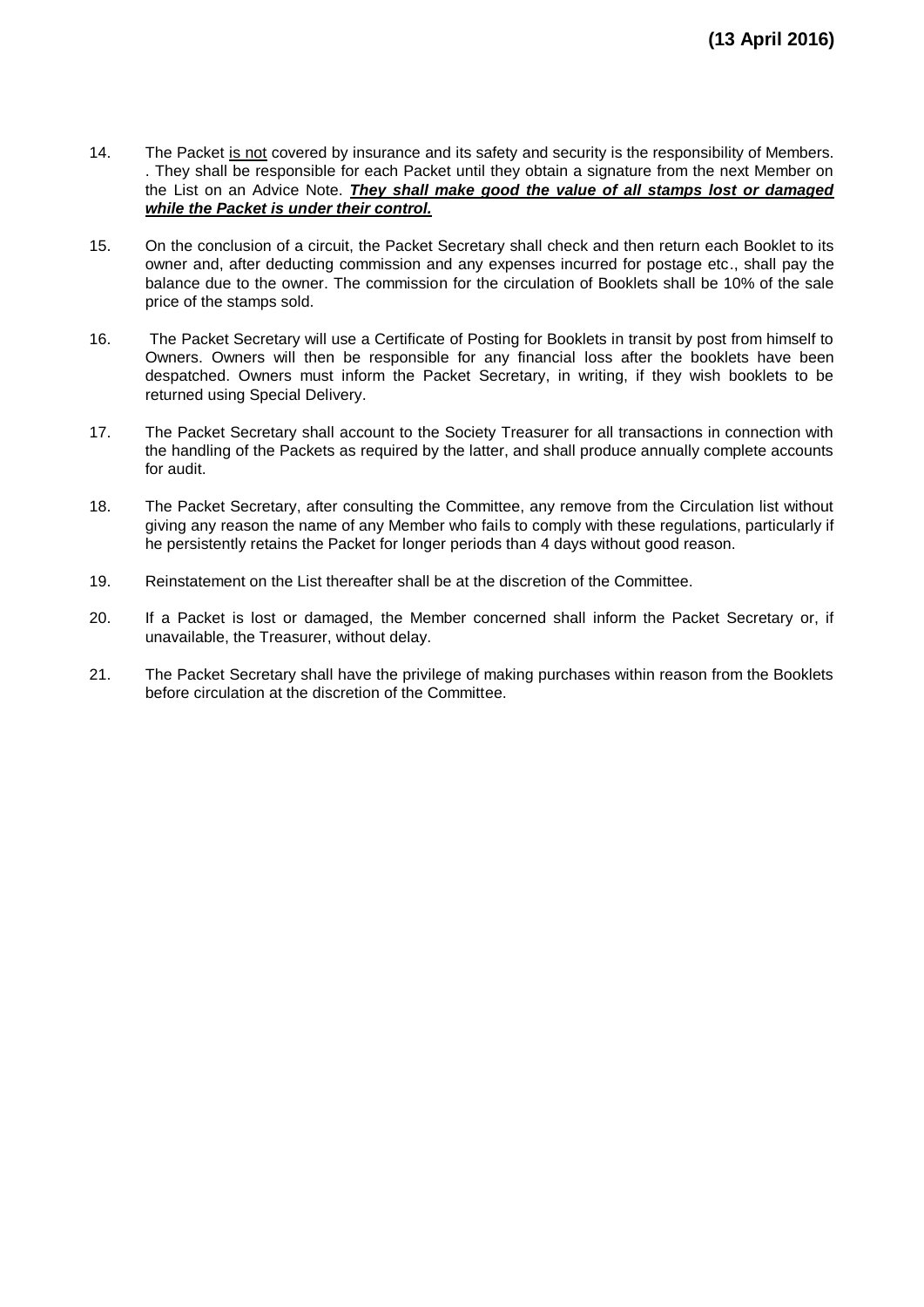**(13 April 2016)**

14. The Packet <u>is not</u> covered by insurance and its safety and security is the responsibility of Members. . They shall be responsible for each Packet until they obtain a signature from the next Member on the List on an Advice Note. ***<u>They shall make good the value of all stamps lost or damaged while the Packet is under their control.</u>***

15. On the conclusion of a circuit, the Packet Secretary shall check and then return each Booklet to its owner and, after deducting commission and any expenses incurred for postage etc., shall pay the balance due to the owner. The commission for the circulation of Booklets shall be 10% of the sale price of the stamps sold.

16. The Packet Secretary will use a Certificate of Posting for Booklets in transit by post from himself to Owners. Owners will then be responsible for any financial loss after the booklets have been despatched. Owners must inform the Packet Secretary, in writing, if they wish booklets to be returned using Special Delivery.

17. The Packet Secretary shall account to the Society Treasurer for all transactions in connection with the handling of the Packets as required by the latter, and shall produce annually complete accounts for audit.

18. The Packet Secretary, after consulting the Committee, any remove from the Circulation list without giving any reason the name of any Member who fails to comply with these regulations, particularly if he persistently retains the Packet for longer periods than 4 days without good reason.

19. Reinstatement on the List thereafter shall be at the discretion of the Committee.

20. If a Packet is lost or damaged, the Member concerned shall inform the Packet Secretary or, if unavailable, the Treasurer, without delay.

21. The Packet Secretary shall have the privilege of making purchases within reason from the Booklets before circulation at the discretion of the Committee.